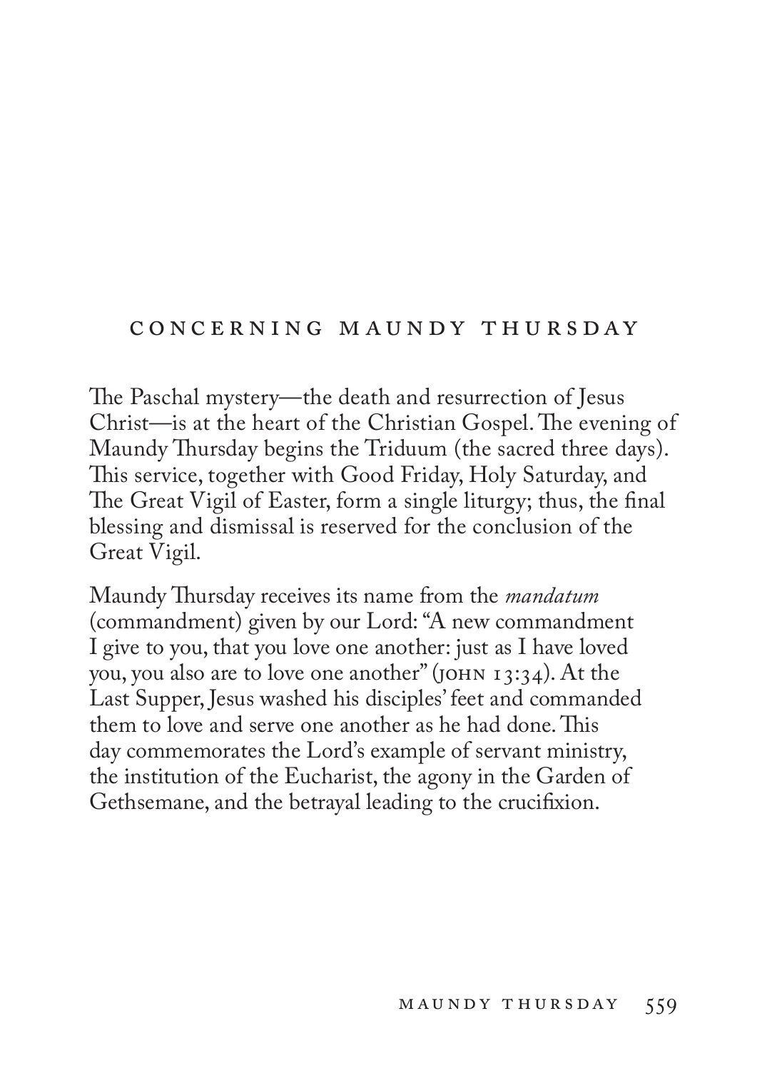## CONCERNING MAUNDY THURSDAY

The Paschal mystery—the death and resurrection of Jesus Christ—is at the heart of the Christian Gospel. The evening of Maundy Thursday begins the Triduum (the sacred three days). This service, together with Good Friday, Holy Saturday, and The Great Vigil of Easter, form a single liturgy; thus, the final blessing and dismissal is reserved for the conclusion of the Great Vigil.

Maundy Thursday receives its name from the *mandatum* (commandment) given by our Lord: "A new commandment I give to you, that you love one another: just as I have loved you, you also are to love one another" (JOHN 13:34). At the Last Supper, Jesus washed his disciples' feet and commanded them to love and serve one another as he had done. This day commemorates the Lord's example of servant ministry, the institution of the Eucharist, the agony in the Garden of Gethsemane, and the betrayal leading to the crucifixion.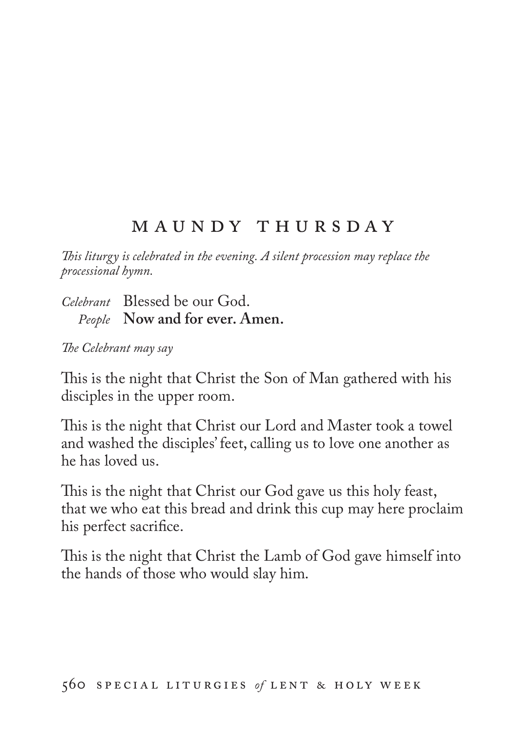# MAUNDY THURSDAY

*This liturgy is celebrated in the evening. A silent procession may replace the processional hymn.*

*Celebrant* Blessed be our God.
*People* **Now and for ever. Amen.**

*The Celebrant may say*

This is the night that Christ the Son of Man gathered with his disciples in the upper room.

This is the night that Christ our Lord and Master took a towel and washed the disciples' feet, calling us to love one another as he has loved us.

This is the night that Christ our God gave us this holy feast, that we who eat this bread and drink this cup may here proclaim his perfect sacrifice.

This is the night that Christ the Lamb of God gave himself into the hands of those who would slay him.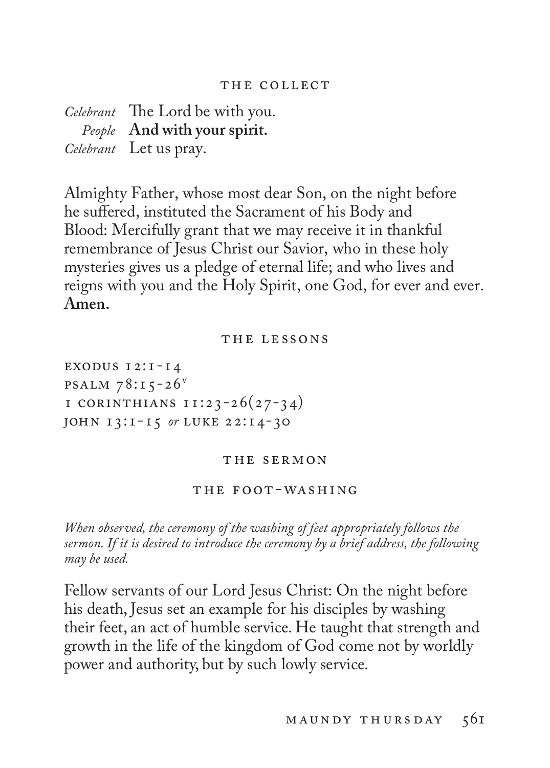## THE COLLECT

*Celebrant* The Lord be with you.
*People* **And with your spirit.**
*Celebrant* Let us pray.

Almighty Father, whose most dear Son, on the night before he suffered, instituted the Sacrament of his Body and Blood: Mercifully grant that we may receive it in thankful remembrance of Jesus Christ our Savior, who in these holy mysteries gives us a pledge of eternal life; and who lives and reigns with you and the Holy Spirit, one God, for ever and ever. **Amen.**

## THE LESSONS

EXODUS 12:1-14
PSALM 78:15-26[v]
1 CORINTHIANS 11:23-26(27-34)
JOHN 13:1-15 *or* LUKE 22:14-30

## THE SERMON

## THE FOOT-WASHING

*When observed, the ceremony of the washing of feet appropriately follows the sermon. If it is desired to introduce the ceremony by a brief address, the following may be used.*

Fellow servants of our Lord Jesus Christ: On the night before his death, Jesus set an example for his disciples by washing their feet, an act of humble service. He taught that strength and growth in the life of the kingdom of God come not by worldly power and authority, but by such lowly service.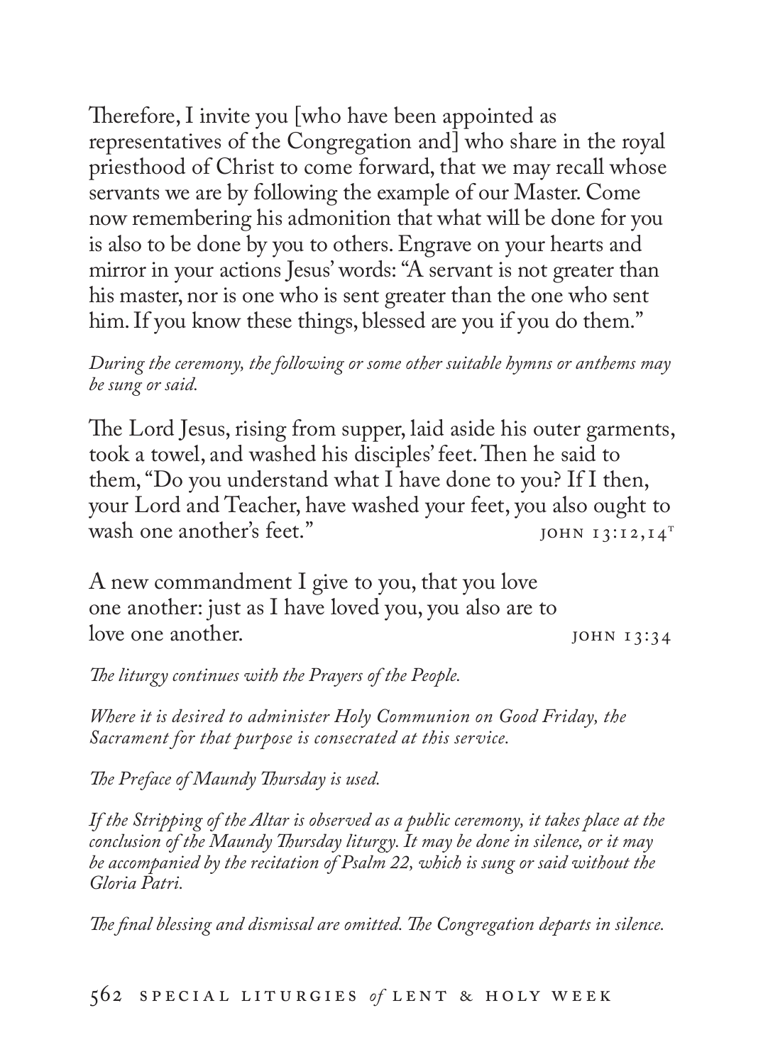Therefore, I invite you [who have been appointed as representatives of the Congregation and] who share in the royal priesthood of Christ to come forward, that we may recall whose servants we are by following the example of our Master. Come now remembering his admonition that what will be done for you is also to be done by you to others. Engrave on your hearts and mirror in your actions Jesus' words: "A servant is not greater than his master, nor is one who is sent greater than the one who sent him. If you know these things, blessed are you if you do them."

*During the ceremony, the following or some other suitable hymns or anthems may be sung or said.*

The Lord Jesus, rising from supper, laid aside his outer garments, took a towel, and washed his disciples' feet. Then he said to them, "Do you understand what I have done to you? If I then, your Lord and Teacher, have washed your feet, you also ought to wash one another's feet." JOHN 13:12,14[T]

A new commandment I give to you, that you love one another: just as I have loved you, you also are to love one another. JOHN 13:34

*The liturgy continues with the Prayers of the People.*

*Where it is desired to administer Holy Communion on Good Friday, the Sacrament for that purpose is consecrated at this service.*

*The Preface of Maundy Thursday is used.*

*If the Stripping of the Altar is observed as a public ceremony, it takes place at the conclusion of the Maundy Thursday liturgy. It may be done in silence, or it may be accompanied by the recitation of Psalm 22, which is sung or said without the Gloria Patri.*

*The final blessing and dismissal are omitted. The Congregation departs in silence.*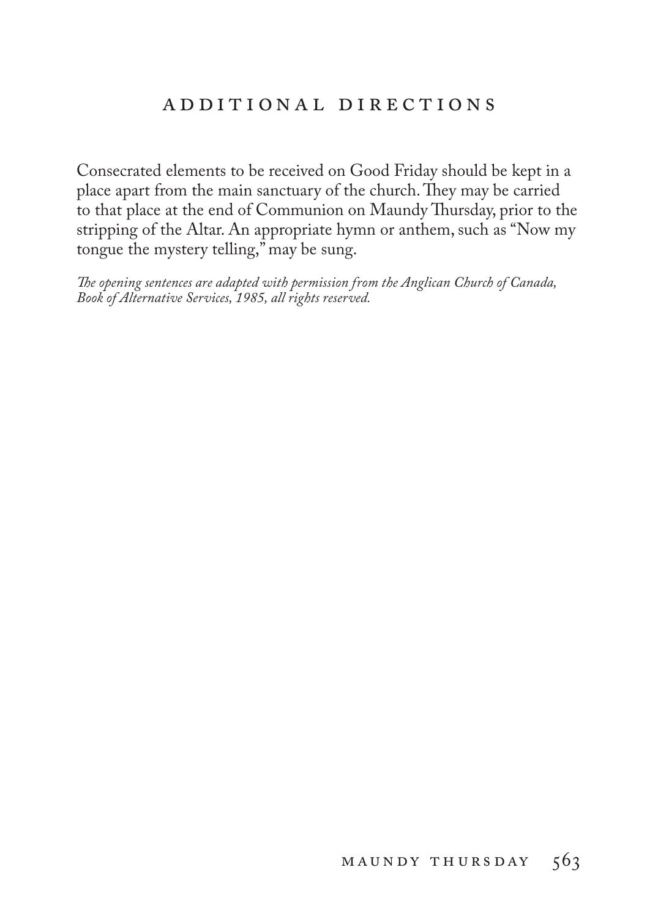## Additional Directions

Consecrated elements to be received on Good Friday should be kept in a place apart from the main sanctuary of the church. They may be carried to that place at the end of Communion on Maundy Thursday, prior to the stripping of the Altar. An appropriate hymn or anthem, such as "Now my tongue the mystery telling," may be sung.

*The opening sentences are adapted with permission from the Anglican Church of Canada, Book of Alternative Services, 1985, all rights reserved.*